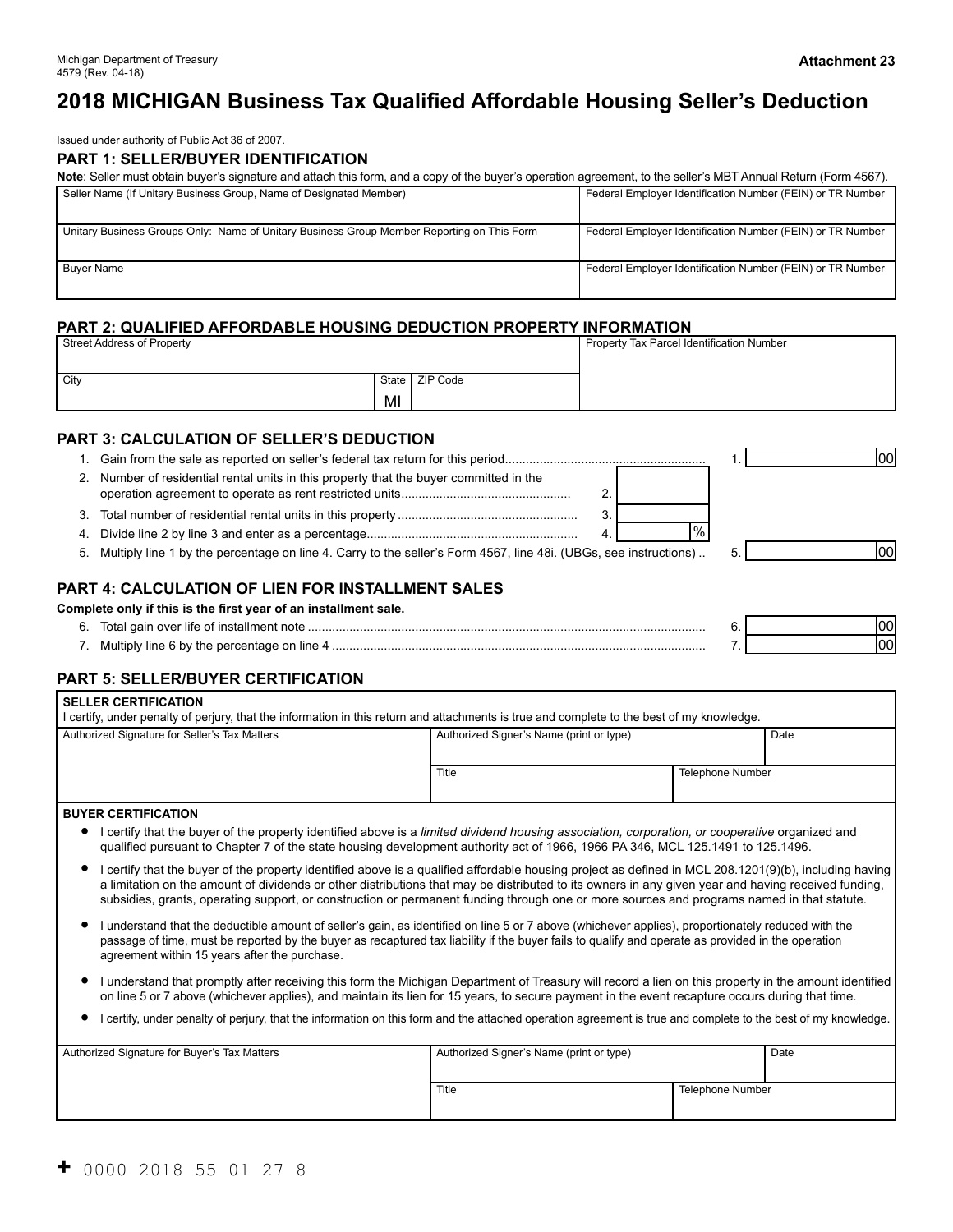Michigan Department of Treasury
4579 (Rev. 04-18)

**Attachment 23**

# 2018 MICHIGAN Business Tax Qualified Affordable Housing Seller's Deduction

Issued under authority of Public Act 36 of 2007.

## PART 1: SELLER/BUYER IDENTIFICATION

**Note**: Seller must obtain buyer's signature and attach this form, and a copy of the buyer's operation agreement, to the seller's MBT Annual Return (Form 4567).

| Seller Name (If Unitary Business Group, Name of Designated Member) | Federal Employer Identification Number (FEIN) or TR Number |
|---|---|
| Unitary Business Groups Only: Name of Unitary Business Group Member Reporting on This Form | Federal Employer Identification Number (FEIN) or TR Number |
| Buyer Name | Federal Employer Identification Number (FEIN) or TR Number |

## PART 2: QUALIFIED AFFORDABLE HOUSING DEDUCTION PROPERTY INFORMATION

| Street Address of Property | | | Property Tax Parcel Identification Number |
|---|---|---|---|
| City | State MI | ZIP Code | |

## PART 3: CALCULATION OF SELLER'S DEDUCTION

| | | | |
|---|---|---|---|
| 1. | Gain from the sale as reported on seller's federal tax return for this period | 1. | 00 |
| 2. | Number of residential rental units in this property that the buyer committed in the operation agreement to operate as rent restricted units | 2. | |
| 3. | Total number of residential rental units in this property | 3. | |
| 4. | Divide line 2 by line 3 and enter as a percentage | 4. | % |
| 5. | Multiply line 1 by the percentage on line 4. Carry to the seller's Form 4567, line 48i. (UBGs, see instructions) | 5. | 00 |

## PART 4: CALCULATION OF LIEN FOR INSTALLMENT SALES

**Complete only if this is the first year of an installment sale.**

| | | | |
|---|---|---|---|
| 6. | Total gain over life of installment note | 6. | 00 |
| 7. | Multiply line 6 by the percentage on line 4 | 7. | 00 |

## PART 5: SELLER/BUYER CERTIFICATION

**SELLER CERTIFICATION**

I certify, under penalty of perjury, that the information in this return and attachments is true and complete to the best of my knowledge.

| Authorized Signature for Seller's Tax Matters | Authorized Signer's Name (print or type) | Date |
|---|---|---|
| | Title | Telephone Number |

**BUYER CERTIFICATION**

- I certify that the buyer of the property identified above is a *limited dividend housing association, corporation, or cooperative* organized and qualified pursuant to Chapter 7 of the state housing development authority act of 1966, 1966 PA 346, MCL 125.1491 to 125.1496.
- I certify that the buyer of the property identified above is a qualified affordable housing project as defined in MCL 208.1201(9)(b), including having a limitation on the amount of dividends or other distributions that may be distributed to its owners in any given year and having received funding, subsidies, grants, operating support, or construction or permanent funding through one or more sources and programs named in that statute.
- I understand that the deductible amount of seller's gain, as identified on line 5 or 7 above (whichever applies), proportionately reduced with the passage of time, must be reported by the buyer as recaptured tax liability if the buyer fails to qualify and operate as provided in the operation agreement within 15 years after the purchase.
- I understand that promptly after receiving this form the Michigan Department of Treasury will record a lien on this property in the amount identified on line 5 or 7 above (whichever applies), and maintain its lien for 15 years, to secure payment in the event recapture occurs during that time.
- I certify, under penalty of perjury, that the information on this form and the attached operation agreement is true and complete to the best of my knowledge.

| Authorized Signature for Buyer's Tax Matters | Authorized Signer's Name (print or type) | Date |
|---|---|---|
| | Title | Telephone Number |

+ 0000 2018 55 01 27 8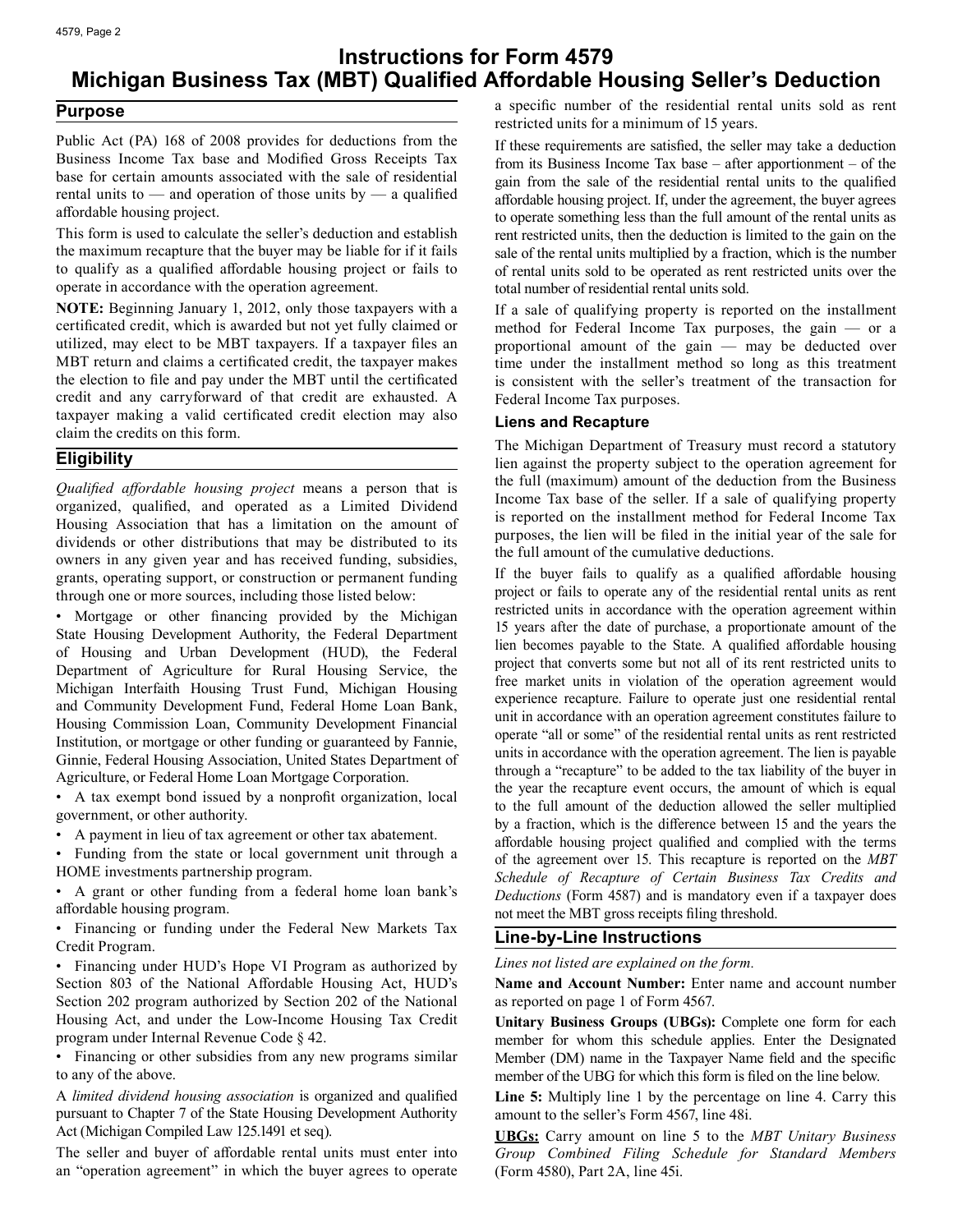# Instructions for Form 4579
# Michigan Business Tax (MBT) Qualified Affordable Housing Seller's Deduction

## Purpose

Public Act (PA) 168 of 2008 provides for deductions from the Business Income Tax base and Modified Gross Receipts Tax base for certain amounts associated with the sale of residential rental units to — and operation of those units by — a qualified affordable housing project.

This form is used to calculate the seller's deduction and establish the maximum recapture that the buyer may be liable for if it fails to qualify as a qualified affordable housing project or fails to operate in accordance with the operation agreement.

**NOTE:** Beginning January 1, 2012, only those taxpayers with a certificated credit, which is awarded but not yet fully claimed or utilized, may elect to be MBT taxpayers. If a taxpayer files an MBT return and claims a certificated credit, the taxpayer makes the election to file and pay under the MBT until the certificated credit and any carryforward of that credit are exhausted. A taxpayer making a valid certificated credit election may also claim the credits on this form.

## Eligibility

*Qualified affordable housing project* means a person that is organized, qualified, and operated as a Limited Dividend Housing Association that has a limitation on the amount of dividends or other distributions that may be distributed to its owners in any given year and has received funding, subsidies, grants, operating support, or construction or permanent funding through one or more sources, including those listed below:

- Mortgage or other financing provided by the Michigan State Housing Development Authority, the Federal Department of Housing and Urban Development (HUD), the Federal Department of Agriculture for Rural Housing Service, the Michigan Interfaith Housing Trust Fund, Michigan Housing and Community Development Fund, Federal Home Loan Bank, Housing Commission Loan, Community Development Financial Institution, or mortgage or other funding or guaranteed by Fannie, Ginnie, Federal Housing Association, United States Department of Agriculture, or Federal Home Loan Mortgage Corporation.
- A tax exempt bond issued by a nonprofit organization, local government, or other authority.
- A payment in lieu of tax agreement or other tax abatement.
- Funding from the state or local government unit through a HOME investments partnership program.
- A grant or other funding from a federal home loan bank's affordable housing program.
- Financing or funding under the Federal New Markets Tax Credit Program.
- Financing under HUD's Hope VI Program as authorized by Section 803 of the National Affordable Housing Act, HUD's Section 202 program authorized by Section 202 of the National Housing Act, and under the Low-Income Housing Tax Credit program under Internal Revenue Code § 42.
- Financing or other subsidies from any new programs similar to any of the above.

A *limited dividend housing association* is organized and qualified pursuant to Chapter 7 of the State Housing Development Authority Act (Michigan Compiled Law 125.1491 et seq).

The seller and buyer of affordable rental units must enter into an "operation agreement" in which the buyer agrees to operate a specific number of the residential rental units sold as rent restricted units for a minimum of 15 years.

If these requirements are satisfied, the seller may take a deduction from its Business Income Tax base – after apportionment – of the gain from the sale of the residential rental units to the qualified affordable housing project. If, under the agreement, the buyer agrees to operate something less than the full amount of the rental units as rent restricted units, then the deduction is limited to the gain on the sale of the rental units multiplied by a fraction, which is the number of rental units sold to be operated as rent restricted units over the total number of residential rental units sold.

If a sale of qualifying property is reported on the installment method for Federal Income Tax purposes, the gain — or a proportional amount of the gain — may be deducted over time under the installment method so long as this treatment is consistent with the seller's treatment of the transaction for Federal Income Tax purposes.

### Liens and Recapture

The Michigan Department of Treasury must record a statutory lien against the property subject to the operation agreement for the full (maximum) amount of the deduction from the Business Income Tax base of the seller. If a sale of qualifying property is reported on the installment method for Federal Income Tax purposes, the lien will be filed in the initial year of the sale for the full amount of the cumulative deductions.

If the buyer fails to qualify as a qualified affordable housing project or fails to operate any of the residential rental units as rent restricted units in accordance with the operation agreement within 15 years after the date of purchase, a proportionate amount of the lien becomes payable to the State. A qualified affordable housing project that converts some but not all of its rent restricted units to free market units in violation of the operation agreement would experience recapture. Failure to operate just one residential rental unit in accordance with an operation agreement constitutes failure to operate "all or some" of the residential rental units as rent restricted units in accordance with the operation agreement. The lien is payable through a "recapture" to be added to the tax liability of the buyer in the year the recapture event occurs, the amount of which is equal to the full amount of the deduction allowed the seller multiplied by a fraction, which is the difference between 15 and the years the affordable housing project qualified and complied with the terms of the agreement over 15. This recapture is reported on the *MBT Schedule of Recapture of Certain Business Tax Credits and Deductions* (Form 4587) and is mandatory even if a taxpayer does not meet the MBT gross receipts filing threshold.

## Line-by-Line Instructions

*Lines not listed are explained on the form.*

**Name and Account Number:** Enter name and account number as reported on page 1 of Form 4567.

**Unitary Business Groups (UBGs):** Complete one form for each member for whom this schedule applies. Enter the Designated Member (DM) name in the Taxpayer Name field and the specific member of the UBG for which this form is filed on the line below.

**Line 5:** Multiply line 1 by the percentage on line 4. Carry this amount to the seller's Form 4567, line 48i.

**UBGs:** Carry amount on line 5 to the *MBT Unitary Business Group Combined Filing Schedule for Standard Members* (Form 4580), Part 2A, line 45i.